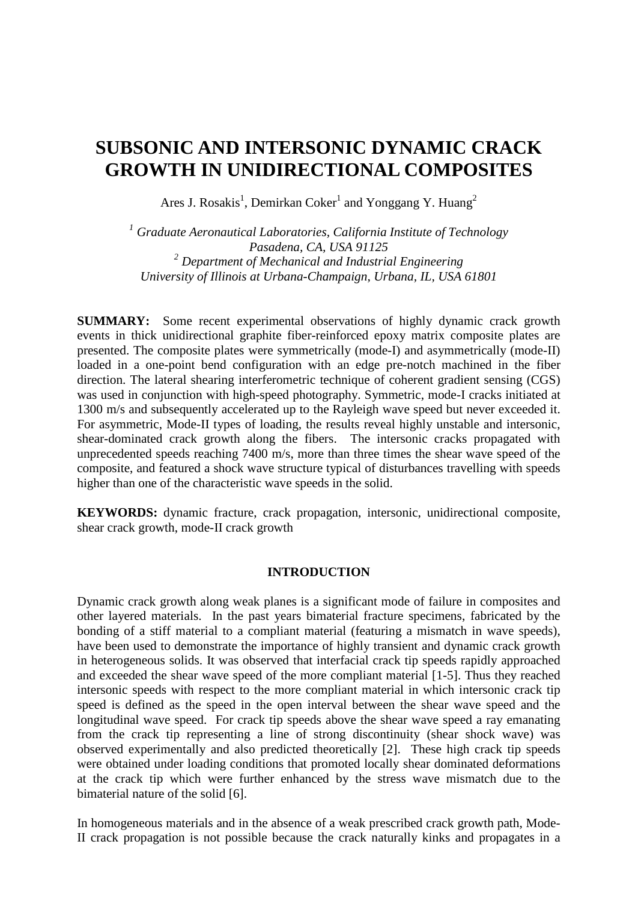# SUBSONIC AND INTERSONIC DYNAMIC CRACK GROWTH IN UNIDIRECTIONAL COMPOSITES

Ares J. Rosakis[1], Demirkan Coker[1] and Yonggang Y. Huang[2]

*[1] Graduate Aeronautical Laboratories, California Institute of Technology*
*Pasadena, CA, USA 91125*
*[2] Department of Mechanical and Industrial Engineering*
*University of Illinois at Urbana-Champaign, Urbana, IL, USA 61801*

**SUMMARY:** Some recent experimental observations of highly dynamic crack growth events in thick unidirectional graphite fiber-reinforced epoxy matrix composite plates are presented. The composite plates were symmetrically (mode-I) and asymmetrically (mode-II) loaded in a one-point bend configuration with an edge pre-notch machined in the fiber direction. The lateral shearing interferometric technique of coherent gradient sensing (CGS) was used in conjunction with high-speed photography. Symmetric, mode-I cracks initiated at 1300 m/s and subsequently accelerated up to the Rayleigh wave speed but never exceeded it. For asymmetric, Mode-II types of loading, the results reveal highly unstable and intersonic, shear-dominated crack growth along the fibers. The intersonic cracks propagated with unprecedented speeds reaching 7400 m/s, more than three times the shear wave speed of the composite, and featured a shock wave structure typical of disturbances travelling with speeds higher than one of the characteristic wave speeds in the solid.

**KEYWORDS:** dynamic fracture, crack propagation, intersonic, unidirectional composite, shear crack growth, mode-II crack growth

## INTRODUCTION

Dynamic crack growth along weak planes is a significant mode of failure in composites and other layered materials. In the past years bimaterial fracture specimens, fabricated by the bonding of a stiff material to a compliant material (featuring a mismatch in wave speeds), have been used to demonstrate the importance of highly transient and dynamic crack growth in heterogeneous solids. It was observed that interfacial crack tip speeds rapidly approached and exceeded the shear wave speed of the more compliant material [1-5]. Thus they reached intersonic speeds with respect to the more compliant material in which intersonic crack tip speed is defined as the speed in the open interval between the shear wave speed and the longitudinal wave speed. For crack tip speeds above the shear wave speed a ray emanating from the crack tip representing a line of strong discontinuity (shear shock wave) was observed experimentally and also predicted theoretically [2]. These high crack tip speeds were obtained under loading conditions that promoted locally shear dominated deformations at the crack tip which were further enhanced by the stress wave mismatch due to the bimaterial nature of the solid [6].

In homogeneous materials and in the absence of a weak prescribed crack growth path, Mode-II crack propagation is not possible because the crack naturally kinks and propagates in a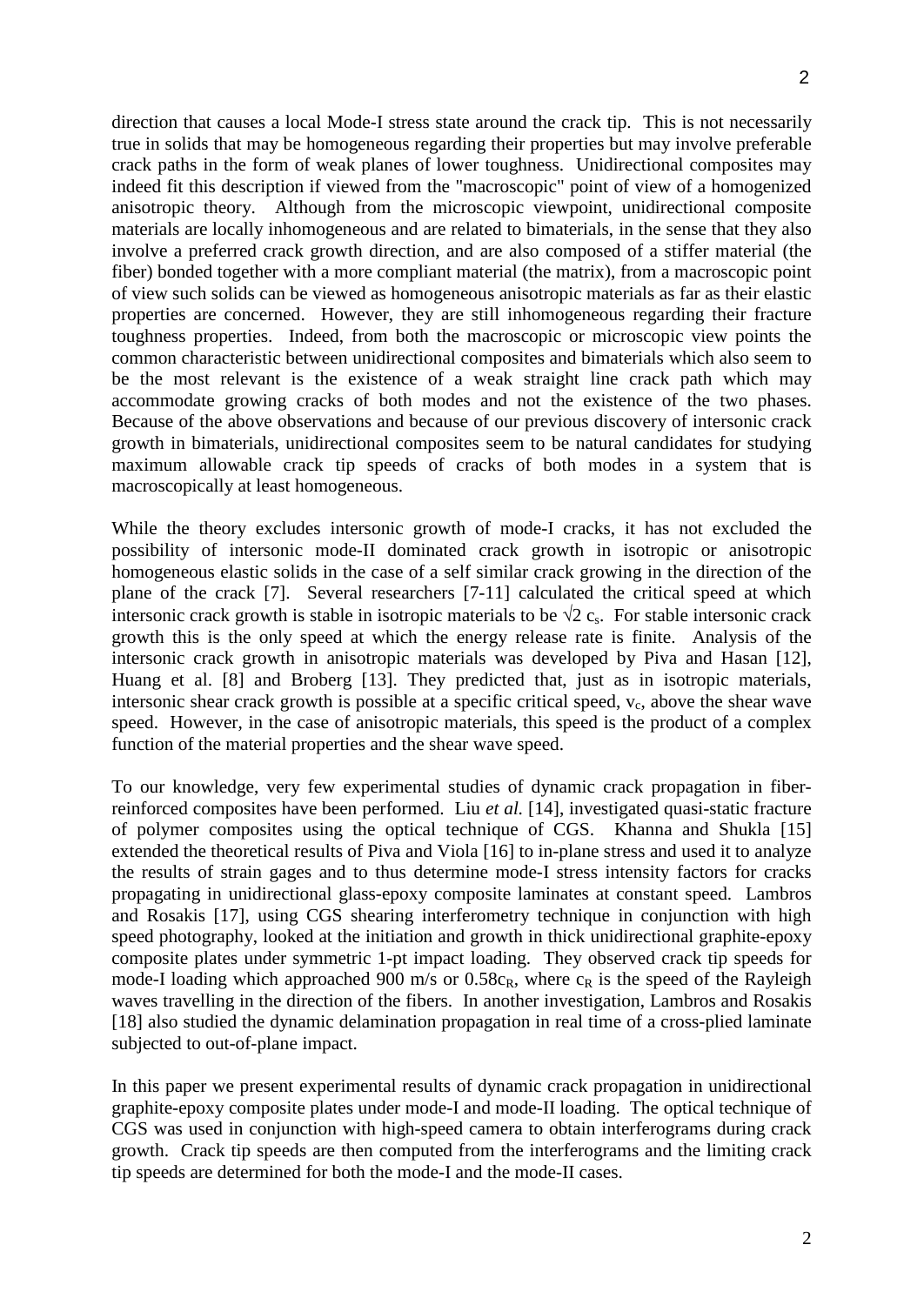direction that causes a local Mode-I stress state around the crack tip. This is not necessarily true in solids that may be homogeneous regarding their properties but may involve preferable crack paths in the form of weak planes of lower toughness. Unidirectional composites may indeed fit this description if viewed from the "macroscopic" point of view of a homogenized anisotropic theory. Although from the microscopic viewpoint, unidirectional composite materials are locally inhomogeneous and are related to bimaterials, in the sense that they also involve a preferred crack growth direction, and are also composed of a stiffer material (the fiber) bonded together with a more compliant material (the matrix), from a macroscopic point of view such solids can be viewed as homogeneous anisotropic materials as far as their elastic properties are concerned. However, they are still inhomogeneous regarding their fracture toughness properties. Indeed, from both the macroscopic or microscopic view points the common characteristic between unidirectional composites and bimaterials which also seem to be the most relevant is the existence of a weak straight line crack path which may accommodate growing cracks of both modes and not the existence of the two phases. Because of the above observations and because of our previous discovery of intersonic crack growth in bimaterials, unidirectional composites seem to be natural candidates for studying maximum allowable crack tip speeds of cracks of both modes in a system that is macroscopically at least homogeneous.

While the theory excludes intersonic growth of mode-I cracks, it has not excluded the possibility of intersonic mode-II dominated crack growth in isotropic or anisotropic homogeneous elastic solids in the case of a self similar crack growing in the direction of the plane of the crack [7]. Several researchers [7-11] calculated the critical speed at which intersonic crack growth is stable in isotropic materials to be $\sqrt{2}\, c_s$. For stable intersonic crack growth this is the only speed at which the energy release rate is finite. Analysis of the intersonic crack growth in anisotropic materials was developed by Piva and Hasan [12], Huang et al. [8] and Broberg [13]. They predicted that, just as in isotropic materials, intersonic shear crack growth is possible at a specific critical speed, $v_c$, above the shear wave speed. However, in the case of anisotropic materials, this speed is the product of a complex function of the material properties and the shear wave speed.

To our knowledge, very few experimental studies of dynamic crack propagation in fiber-reinforced composites have been performed. Liu *et al.* [14], investigated quasi-static fracture of polymer composites using the optical technique of CGS. Khanna and Shukla [15] extended the theoretical results of Piva and Viola [16] to in-plane stress and used it to analyze the results of strain gages and to thus determine mode-I stress intensity factors for cracks propagating in unidirectional glass-epoxy composite laminates at constant speed. Lambros and Rosakis [17], using CGS shearing interferometry technique in conjunction with high speed photography, looked at the initiation and growth in thick unidirectional graphite-epoxy composite plates under symmetric 1-pt impact loading. They observed crack tip speeds for mode-I loading which approached 900 m/s or $0.58c_R$, where $c_R$ is the speed of the Rayleigh waves travelling in the direction of the fibers. In another investigation, Lambros and Rosakis [18] also studied the dynamic delamination propagation in real time of a cross-plied laminate subjected to out-of-plane impact.

In this paper we present experimental results of dynamic crack propagation in unidirectional graphite-epoxy composite plates under mode-I and mode-II loading. The optical technique of CGS was used in conjunction with high-speed camera to obtain interferograms during crack growth. Crack tip speeds are then computed from the interferograms and the limiting crack tip speeds are determined for both the mode-I and the mode-II cases.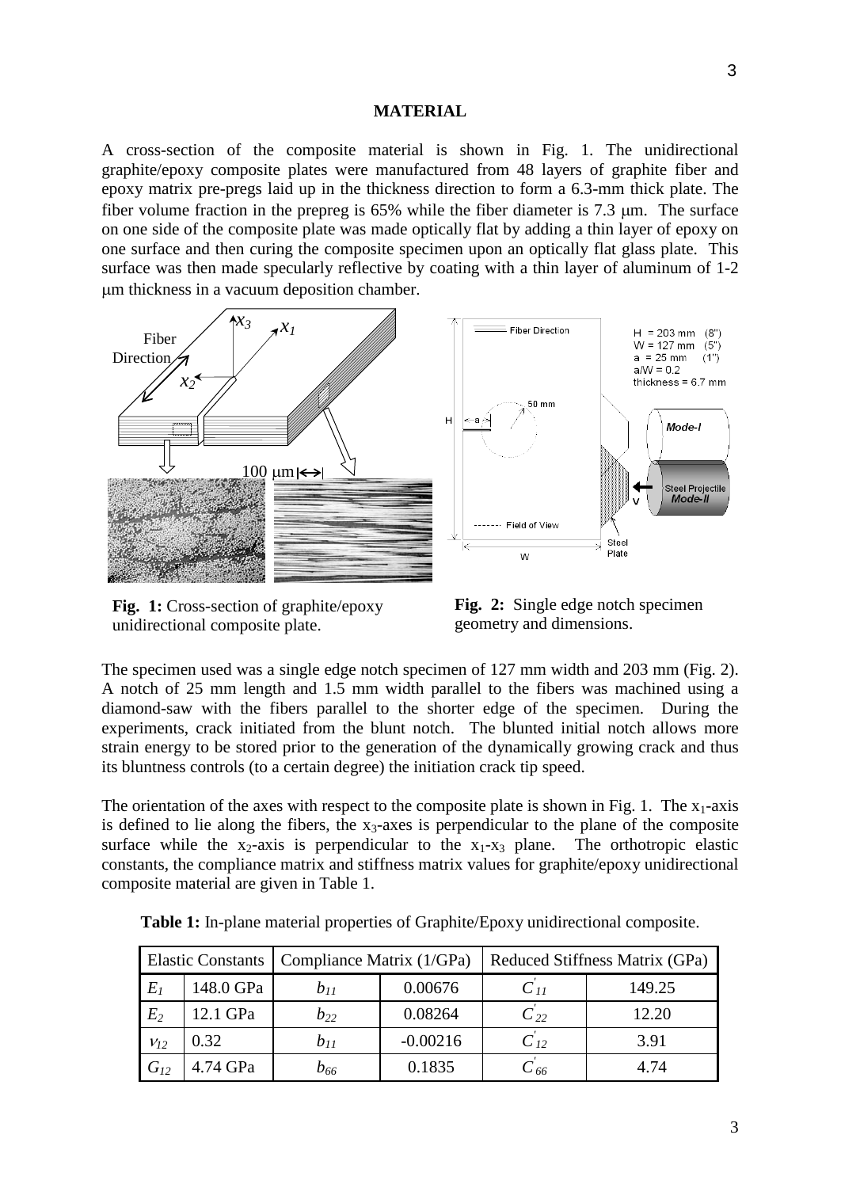## MATERIAL

A cross-section of the composite material is shown in Fig. 1. The unidirectional graphite/epoxy composite plates were manufactured from 48 layers of graphite fiber and epoxy matrix pre-pregs laid up in the thickness direction to form a 6.3-mm thick plate. The fiber volume fraction in the prepreg is 65% while the fiber diameter is 7.3 μm. The surface on one side of the composite plate was made optically flat by adding a thin layer of epoxy on one surface and then curing the composite specimen upon an optically flat glass plate. This surface was then made specularly reflective by coating with a thin layer of aluminum of 1-2 μm thickness in a vacuum deposition chamber.

**Fig. 1:** Cross-section of graphite/epoxy unidirectional composite plate.

**Fig. 2:** Single edge notch specimen geometry and dimensions.

The specimen used was a single edge notch specimen of 127 mm width and 203 mm (Fig. 2). A notch of 25 mm length and 1.5 mm width parallel to the fibers was machined using a diamond-saw with the fibers parallel to the shorter edge of the specimen. During the experiments, crack initiated from the blunt notch. The blunted initial notch allows more strain energy to be stored prior to the generation of the dynamically growing crack and thus its bluntness controls (to a certain degree) the initiation crack tip speed.

The orientation of the axes with respect to the composite plate is shown in Fig. 1. The $x_1$-axis is defined to lie along the fibers, the $x_3$-axes is perpendicular to the plane of the composite surface while the $x_2$-axis is perpendicular to the $x_1$-$x_3$ plane. The orthotropic elastic constants, the compliance matrix and stiffness matrix values for graphite/epoxy unidirectional composite material are given in Table 1.

**Table 1:** In-plane material properties of Graphite/Epoxy unidirectional composite.

| Elastic Constants | | Compliance Matrix (1/GPa) | | Reduced Stiffness Matrix (GPa) | |
|---|---|---|---|---|---|
| $E_1$ | 148.0 GPa | $b_{11}$ | 0.00676 | $C'_{11}$ | 149.25 |
| $E_2$ | 12.1 GPa | $b_{22}$ | 0.08264 | $C'_{22}$ | 12.20 |
| $\nu_{12}$ | 0.32 | $b_{11}$ | -0.00216 | $C'_{12}$ | 3.91 |
| $G_{12}$ | 4.74 GPa | $b_{66}$ | 0.1835 | $C'_{66}$ | 4.74 |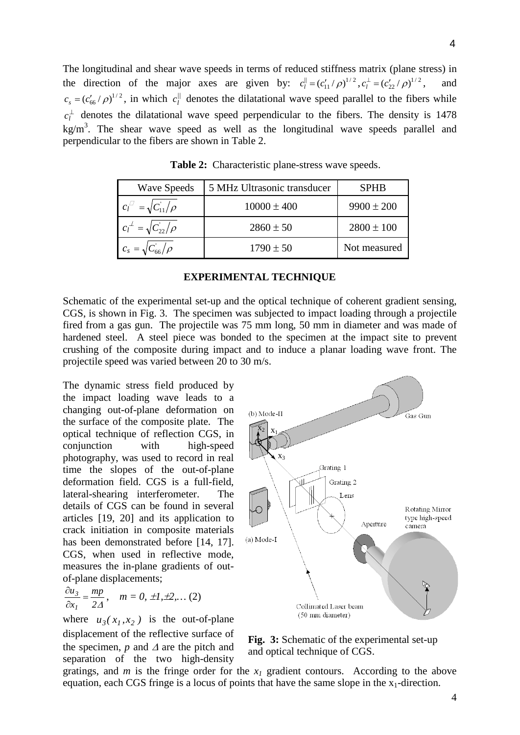The longitudinal and shear wave speeds in terms of reduced stiffness matrix (plane stress) in the direction of the major axes are given by: $c_l^{\|} = (c_{11}' / \rho)^{1/2}, c_l^{\perp} = (c_{22}' / \rho)^{1/2}$, and $c_s = (c_{66}' / \rho)^{1/2}$, in which $c_l^{\|}$ denotes the dilatational wave speed parallel to the fibers while $c_l^{\perp}$ denotes the dilatational wave speed perpendicular to the fibers. The density is 1478 kg/m$^3$. The shear wave speed as well as the longitudinal wave speeds parallel and perpendicular to the fibers are shown in Table 2.

**Table 2:** Characteristic plane-stress wave speeds.

| Wave Speeds | 5 MHz Ultrasonic transducer | SPHB |
|---|---|---|
| $c_l^{\|} = \sqrt{C_{11}'/\rho}$ | $10000 \pm 400$ | $9900 \pm 200$ |
| $c_l^{\perp} = \sqrt{C_{22}'/\rho}$ | $2860 \pm 50$ | $2800 \pm 100$ |
| $c_s = \sqrt{C_{66}'/\rho}$ | $1790 \pm 50$ | Not measured |

## EXPERIMENTAL TECHNIQUE

Schematic of the experimental set-up and the optical technique of coherent gradient sensing, CGS, is shown in Fig. 3. The specimen was subjected to impact loading through a projectile fired from a gas gun. The projectile was 75 mm long, 50 mm in diameter and was made of hardened steel. A steel piece was bonded to the specimen at the impact site to prevent crushing of the composite during impact and to induce a planar loading wave front. The projectile speed was varied between 20 to 30 m/s.

The dynamic stress field produced by the impact loading wave leads to a changing out-of-plane deformation on the surface of the composite plate. The optical technique of reflection CGS, in conjunction with high-speed photography, was used to record in real time the slopes of the out-of-plane deformation field. CGS is a full-field, lateral-shearing interferometer. The details of CGS can be found in several articles [19, 20] and its application to crack initiation in composite materials has been demonstrated before [14, 17]. CGS, when used in reflective mode, measures the in-plane gradients of out-of-plane displacements;

$$\frac{\partial u_3}{\partial x_1} = \frac{mp}{2\Delta}, \quad m = 0, \pm 1, \pm 2, \ldots \quad (2)$$

where $u_3(x_1, x_2)$ is the out-of-plane displacement of the reflective surface of the specimen, $p$ and $\Delta$ are the pitch and separation of the two high-density gratings, and $m$ is the fringe order for the $x_1$ gradient contours. According to the above equation, each CGS fringe is a locus of points that have the same slope in the $x_1$-direction.

**Fig. 3:** Schematic of the experimental set-up and optical technique of CGS.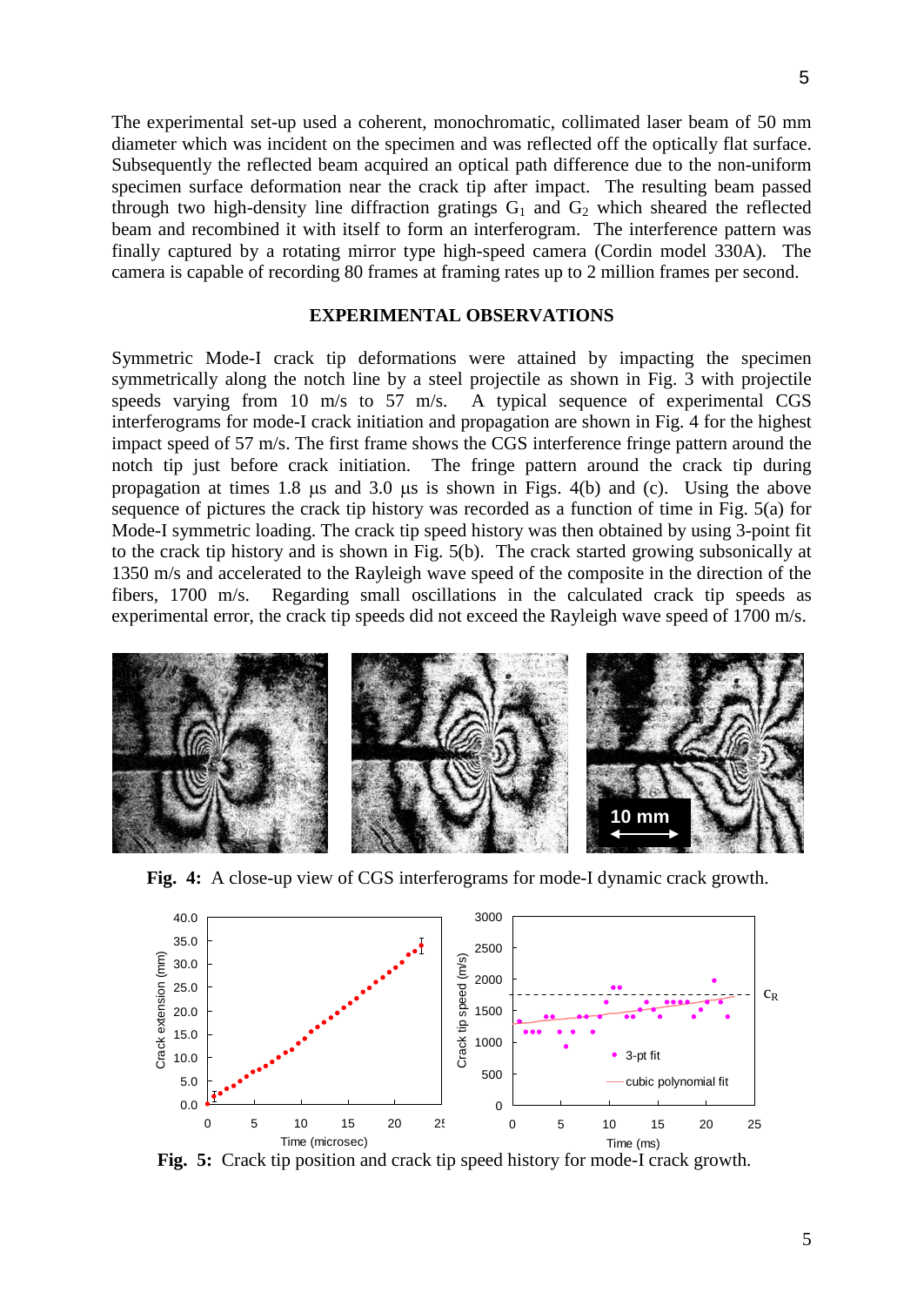The experimental set-up used a coherent, monochromatic, collimated laser beam of 50 mm diameter which was incident on the specimen and was reflected off the optically flat surface. Subsequently the reflected beam acquired an optical path difference due to the non-uniform specimen surface deformation near the crack tip after impact. The resulting beam passed through two high-density line diffraction gratings $G_1$ and $G_2$ which sheared the reflected beam and recombined it with itself to form an interferogram. The interference pattern was finally captured by a rotating mirror type high-speed camera (Cordin model 330A). The camera is capable of recording 80 frames at framing rates up to 2 million frames per second.

## EXPERIMENTAL OBSERVATIONS

Symmetric Mode-I crack tip deformations were attained by impacting the specimen symmetrically along the notch line by a steel projectile as shown in Fig. 3 with projectile speeds varying from 10 m/s to 57 m/s. A typical sequence of experimental CGS interferograms for mode-I crack initiation and propagation are shown in Fig. 4 for the highest impact speed of 57 m/s. The first frame shows the CGS interference fringe pattern around the notch tip just before crack initiation. The fringe pattern around the crack tip during propagation at times 1.8 μs and 3.0 μs is shown in Figs. 4(b) and (c). Using the above sequence of pictures the crack tip history was recorded as a function of time in Fig. 5(a) for Mode-I symmetric loading. The crack tip speed history was then obtained by using 3-point fit to the crack tip history and is shown in Fig. 5(b). The crack started growing subsonically at 1350 m/s and accelerated to the Rayleigh wave speed of the composite in the direction of the fibers, 1700 m/s. Regarding small oscillations in the calculated crack tip speeds as experimental error, the crack tip speeds did not exceed the Rayleigh wave speed of 1700 m/s.

**Fig. 4:** A close-up view of CGS interferograms for mode-I dynamic crack growth.

**Fig. 5:** Crack tip position and crack tip speed history for mode-I crack growth.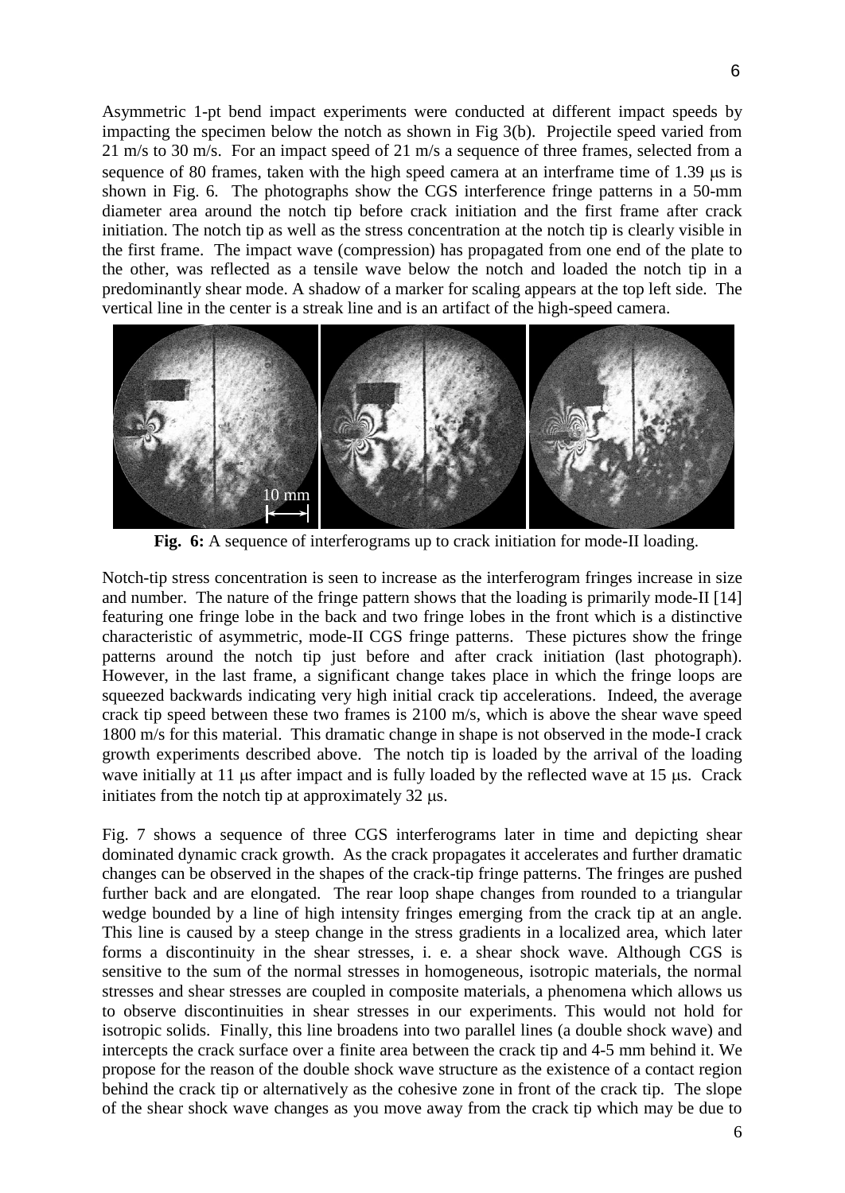Asymmetric 1-pt bend impact experiments were conducted at different impact speeds by impacting the specimen below the notch as shown in Fig 3(b). Projectile speed varied from 21 m/s to 30 m/s. For an impact speed of 21 m/s a sequence of three frames, selected from a sequence of 80 frames, taken with the high speed camera at an interframe time of 1.39 μs is shown in Fig. 6. The photographs show the CGS interference fringe patterns in a 50-mm diameter area around the notch tip before crack initiation and the first frame after crack initiation. The notch tip as well as the stress concentration at the notch tip is clearly visible in the first frame. The impact wave (compression) has propagated from one end of the plate to the other, was reflected as a tensile wave below the notch and loaded the notch tip in a predominantly shear mode. A shadow of a marker for scaling appears at the top left side. The vertical line in the center is a streak line and is an artifact of the high-speed camera.

**Fig. 6:** A sequence of interferograms up to crack initiation for mode-II loading.

Notch-tip stress concentration is seen to increase as the interferogram fringes increase in size and number. The nature of the fringe pattern shows that the loading is primarily mode-II [14] featuring one fringe lobe in the back and two fringe lobes in the front which is a distinctive characteristic of asymmetric, mode-II CGS fringe patterns. These pictures show the fringe patterns around the notch tip just before and after crack initiation (last photograph). However, in the last frame, a significant change takes place in which the fringe loops are squeezed backwards indicating very high initial crack tip accelerations. Indeed, the average crack tip speed between these two frames is 2100 m/s, which is above the shear wave speed 1800 m/s for this material. This dramatic change in shape is not observed in the mode-I crack growth experiments described above. The notch tip is loaded by the arrival of the loading wave initially at 11 μs after impact and is fully loaded by the reflected wave at 15 μs. Crack initiates from the notch tip at approximately 32 μs.

Fig. 7 shows a sequence of three CGS interferograms later in time and depicting shear dominated dynamic crack growth. As the crack propagates it accelerates and further dramatic changes can be observed in the shapes of the crack-tip fringe patterns. The fringes are pushed further back and are elongated. The rear loop shape changes from rounded to a triangular wedge bounded by a line of high intensity fringes emerging from the crack tip at an angle. This line is caused by a steep change in the stress gradients in a localized area, which later forms a discontinuity in the shear stresses, i. e. a shear shock wave. Although CGS is sensitive to the sum of the normal stresses in homogeneous, isotropic materials, the normal stresses and shear stresses are coupled in composite materials, a phenomena which allows us to observe discontinuities in shear stresses in our experiments. This would not hold for isotropic solids. Finally, this line broadens into two parallel lines (a double shock wave) and intercepts the crack surface over a finite area between the crack tip and 4-5 mm behind it. We propose for the reason of the double shock wave structure as the existence of a contact region behind the crack tip or alternatively as the cohesive zone in front of the crack tip. The slope of the shear shock wave changes as you move away from the crack tip which may be due to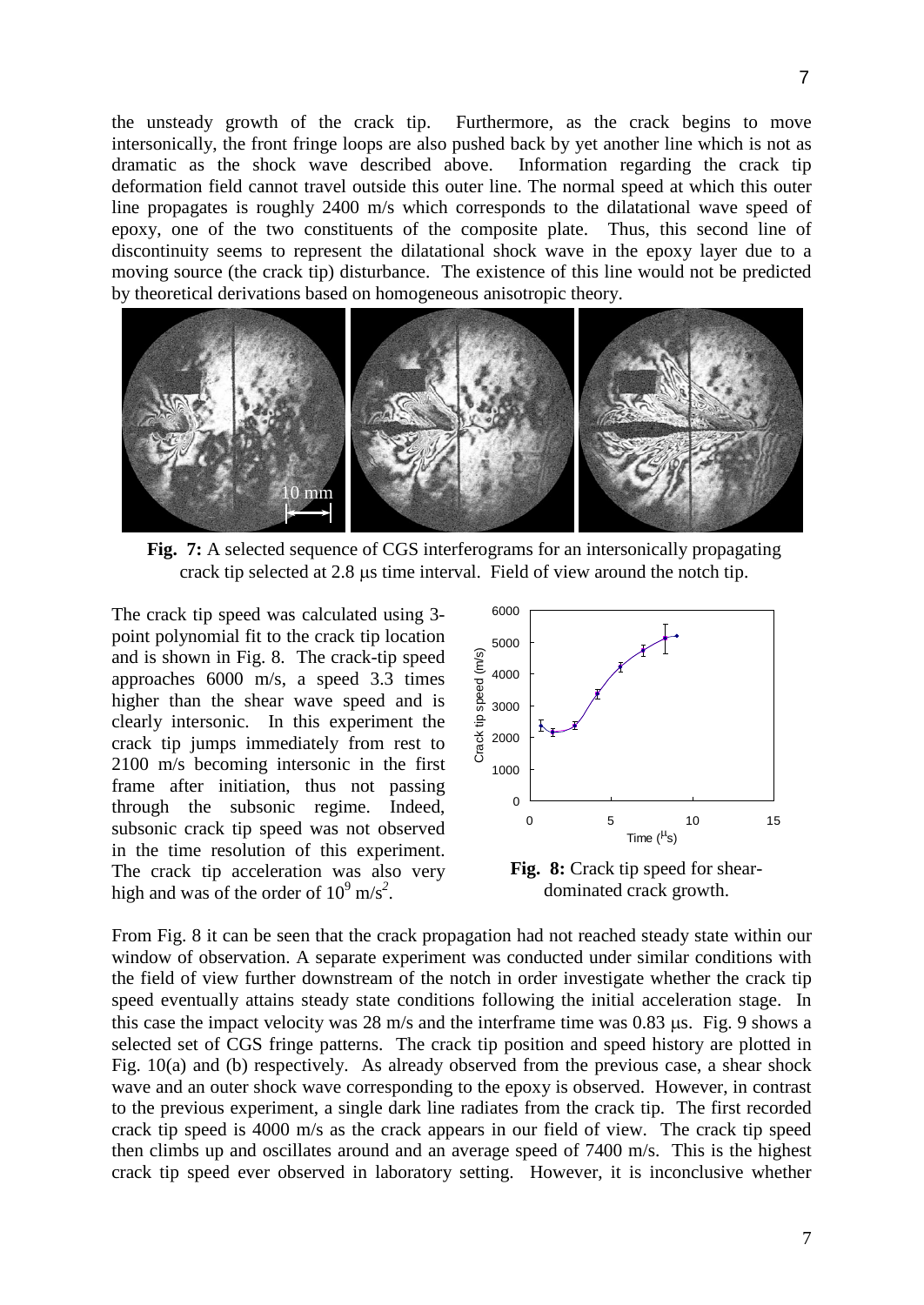the unsteady growth of the crack tip. Furthermore, as the crack begins to move intersonically, the front fringe loops are also pushed back by yet another line which is not as dramatic as the shock wave described above. Information regarding the crack tip deformation field cannot travel outside this outer line. The normal speed at which this outer line propagates is roughly 2400 m/s which corresponds to the dilatational wave speed of epoxy, one of the two constituents of the composite plate. Thus, this second line of discontinuity seems to represent the dilatational shock wave in the epoxy layer due to a moving source (the crack tip) disturbance. The existence of this line would not be predicted by theoretical derivations based on homogeneous anisotropic theory.

**Fig. 7:** A selected sequence of CGS interferograms for an intersonically propagating crack tip selected at 2.8 μs time interval. Field of view around the notch tip.

The crack tip speed was calculated using 3-point polynomial fit to the crack tip location and is shown in Fig. 8. The crack-tip speed approaches 6000 m/s, a speed 3.3 times higher than the shear wave speed and is clearly intersonic. In this experiment the crack tip jumps immediately from rest to 2100 m/s becoming intersonic in the first frame after initiation, thus not passing through the subsonic regime. Indeed, subsonic crack tip speed was not observed in the time resolution of this experiment. The crack tip acceleration was also very high and was of the order of $10^9$ m/s$^2$.

**Fig. 8:** Crack tip speed for shear-dominated crack growth.

From Fig. 8 it can be seen that the crack propagation had not reached steady state within our window of observation. A separate experiment was conducted under similar conditions with the field of view further downstream of the notch in order investigate whether the crack tip speed eventually attains steady state conditions following the initial acceleration stage. In this case the impact velocity was 28 m/s and the interframe time was 0.83 μs. Fig. 9 shows a selected set of CGS fringe patterns. The crack tip position and speed history are plotted in Fig. 10(a) and (b) respectively. As already observed from the previous case, a shear shock wave and an outer shock wave corresponding to the epoxy is observed. However, in contrast to the previous experiment, a single dark line radiates from the crack tip. The first recorded crack tip speed is 4000 m/s as the crack appears in our field of view. The crack tip speed then climbs up and oscillates around and an average speed of 7400 m/s. This is the highest crack tip speed ever observed in laboratory setting. However, it is inconclusive whether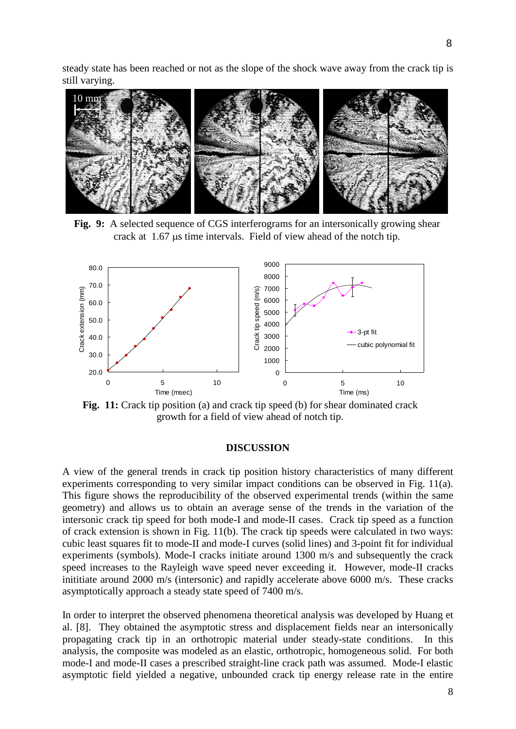steady state has been reached or not as the slope of the shock wave away from the crack tip is still varying.

**Fig. 9:** A selected sequence of CGS interferograms for an intersonically growing shear crack at 1.67 μs time intervals. Field of view ahead of the notch tip.

**Fig. 11:** Crack tip position (a) and crack tip speed (b) for shear dominated crack growth for a field of view ahead of notch tip.

## DISCUSSION

A view of the general trends in crack tip position history characteristics of many different experiments corresponding to very similar impact conditions can be observed in Fig. 11(a). This figure shows the reproducibility of the observed experimental trends (within the same geometry) and allows us to obtain an average sense of the trends in the variation of the intersonic crack tip speed for both mode-I and mode-II cases. Crack tip speed as a function of crack extension is shown in Fig. 11(b). The crack tip speeds were calculated in two ways: cubic least squares fit to mode-II and mode-I curves (solid lines) and 3-point fit for individual experiments (symbols). Mode-I cracks initiate around 1300 m/s and subsequently the crack speed increases to the Rayleigh wave speed never exceeding it. However, mode-II cracks inititiate around 2000 m/s (intersonic) and rapidly accelerate above 6000 m/s. These cracks asymptotically approach a steady state speed of 7400 m/s.

In order to interpret the observed phenomena theoretical analysis was developed by Huang et al. [8]. They obtained the asymptotic stress and displacement fields near an intersonically propagating crack tip in an orthotropic material under steady-state conditions. In this analysis, the composite was modeled as an elastic, orthotropic, homogeneous solid. For both mode-I and mode-II cases a prescribed straight-line crack path was assumed. Mode-I elastic asymptotic field yielded a negative, unbounded crack tip energy release rate in the entire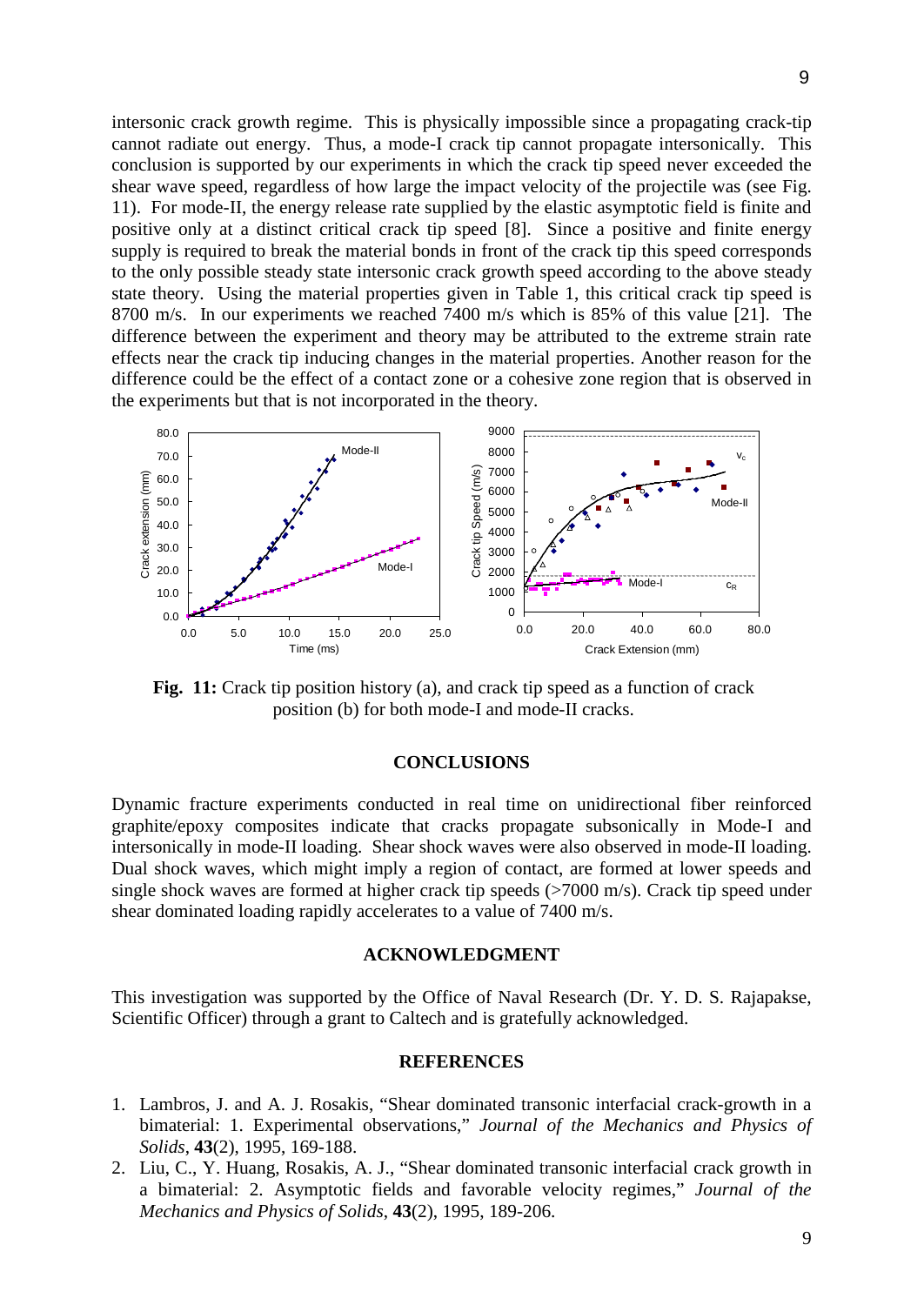intersonic crack growth regime. This is physically impossible since a propagating crack-tip cannot radiate out energy. Thus, a mode-I crack tip cannot propagate intersonically. This conclusion is supported by our experiments in which the crack tip speed never exceeded the shear wave speed, regardless of how large the impact velocity of the projectile was (see Fig. 11). For mode-II, the energy release rate supplied by the elastic asymptotic field is finite and positive only at a distinct critical crack tip speed [8]. Since a positive and finite energy supply is required to break the material bonds in front of the crack tip this speed corresponds to the only possible steady state intersonic crack growth speed according to the above steady state theory. Using the material properties given in Table 1, this critical crack tip speed is 8700 m/s. In our experiments we reached 7400 m/s which is 85% of this value [21]. The difference between the experiment and theory may be attributed to the extreme strain rate effects near the crack tip inducing changes in the material properties. Another reason for the difference could be the effect of a contact zone or a cohesive zone region that is observed in the experiments but that is not incorporated in the theory.

**Fig. 11:** Crack tip position history (a), and crack tip speed as a function of crack position (b) for both mode-I and mode-II cracks.

## CONCLUSIONS

Dynamic fracture experiments conducted in real time on unidirectional fiber reinforced graphite/epoxy composites indicate that cracks propagate subsonically in Mode-I and intersonically in mode-II loading. Shear shock waves were also observed in mode-II loading. Dual shock waves, which might imply a region of contact, are formed at lower speeds and single shock waves are formed at higher crack tip speeds (>7000 m/s). Crack tip speed under shear dominated loading rapidly accelerates to a value of 7400 m/s.

## ACKNOWLEDGMENT

This investigation was supported by the Office of Naval Research (Dr. Y. D. S. Rajapakse, Scientific Officer) through a grant to Caltech and is gratefully acknowledged.

## REFERENCES

1. Lambros, J. and A. J. Rosakis, "Shear dominated transonic interfacial crack-growth in a bimaterial: 1. Experimental observations," *Journal of the Mechanics and Physics of Solids*, **43**(2), 1995, 169-188.
2. Liu, C., Y. Huang, Rosakis, A. J., "Shear dominated transonic interfacial crack growth in a bimaterial: 2. Asymptotic fields and favorable velocity regimes," *Journal of the Mechanics and Physics of Solids*, **43**(2), 1995, 189-206.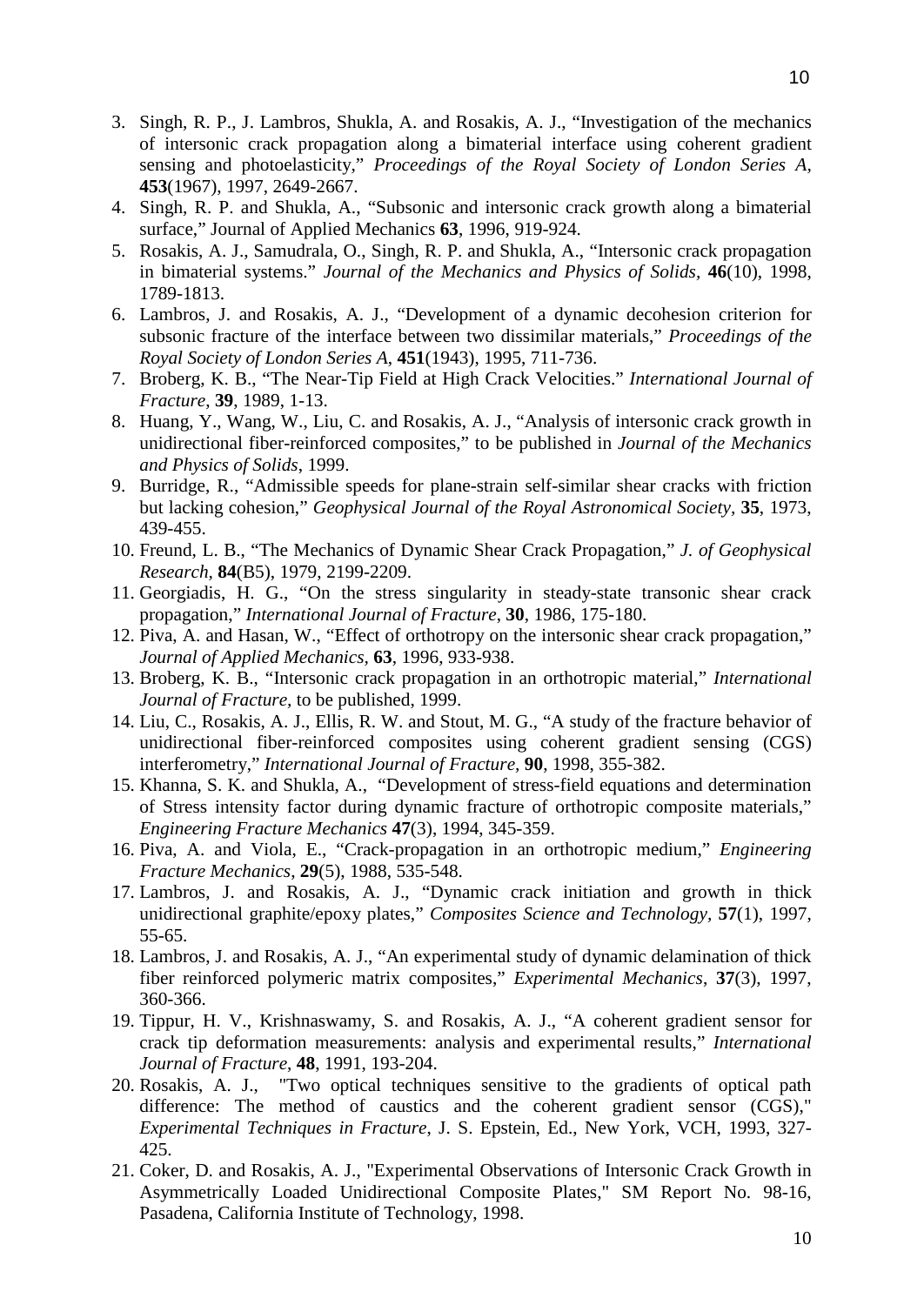3. Singh, R. P., J. Lambros, Shukla, A. and Rosakis, A. J., "Investigation of the mechanics of intersonic crack propagation along a bimaterial interface using coherent gradient sensing and photoelasticity," *Proceedings of the Royal Society of London Series A*, **453**(1967), 1997, 2649-2667.
4. Singh, R. P. and Shukla, A., "Subsonic and intersonic crack growth along a bimaterial surface," Journal of Applied Mechanics **63**, 1996, 919-924.
5. Rosakis, A. J., Samudrala, O., Singh, R. P. and Shukla, A., "Intersonic crack propagation in bimaterial systems." *Journal of the Mechanics and Physics of Solids*, **46**(10), 1998, 1789-1813.
6. Lambros, J. and Rosakis, A. J., "Development of a dynamic decohesion criterion for subsonic fracture of the interface between two dissimilar materials," *Proceedings of the Royal Society of London Series A*, **451**(1943), 1995, 711-736.
7. Broberg, K. B., "The Near-Tip Field at High Crack Velocities." *International Journal of Fracture*, **39**, 1989, 1-13.
8. Huang, Y., Wang, W., Liu, C. and Rosakis, A. J., "Analysis of intersonic crack growth in unidirectional fiber-reinforced composites," to be published in *Journal of the Mechanics and Physics of Solids*, 1999.
9. Burridge, R., "Admissible speeds for plane-strain self-similar shear cracks with friction but lacking cohesion," *Geophysical Journal of the Royal Astronomical Society*, **35**, 1973, 439-455.
10. Freund, L. B., "The Mechanics of Dynamic Shear Crack Propagation," *J. of Geophysical Research*, **84**(B5), 1979, 2199-2209.
11. Georgiadis, H. G., "On the stress singularity in steady-state transonic shear crack propagation," *International Journal of Fracture*, **30**, 1986, 175-180.
12. Piva, A. and Hasan, W., "Effect of orthotropy on the intersonic shear crack propagation," *Journal of Applied Mechanics*, **63**, 1996, 933-938.
13. Broberg, K. B., "Intersonic crack propagation in an orthotropic material," *International Journal of Fracture*, to be published, 1999.
14. Liu, C., Rosakis, A. J., Ellis, R. W. and Stout, M. G., "A study of the fracture behavior of unidirectional fiber-reinforced composites using coherent gradient sensing (CGS) interferometry," *International Journal of Fracture*, **90**, 1998, 355-382.
15. Khanna, S. K. and Shukla, A., "Development of stress-field equations and determination of Stress intensity factor during dynamic fracture of orthotropic composite materials," *Engineering Fracture Mechanics* **47**(3), 1994, 345-359.
16. Piva, A. and Viola, E., "Crack-propagation in an orthotropic medium," *Engineering Fracture Mechanics*, **29**(5), 1988, 535-548.
17. Lambros, J. and Rosakis, A. J., "Dynamic crack initiation and growth in thick unidirectional graphite/epoxy plates," *Composites Science and Technology*, **57**(1), 1997, 55-65.
18. Lambros, J. and Rosakis, A. J., "An experimental study of dynamic delamination of thick fiber reinforced polymeric matrix composites," *Experimental Mechanics*, **37**(3), 1997, 360-366.
19. Tippur, H. V., Krishnaswamy, S. and Rosakis, A. J., "A coherent gradient sensor for crack tip deformation measurements: analysis and experimental results," *International Journal of Fracture*, **48**, 1991, 193-204.
20. Rosakis, A. J., "Two optical techniques sensitive to the gradients of optical path difference: The method of caustics and the coherent gradient sensor (CGS)," *Experimental Techniques in Fracture*, J. S. Epstein, Ed., New York, VCH, 1993, 327-425.
21. Coker, D. and Rosakis, A. J., "Experimental Observations of Intersonic Crack Growth in Asymmetrically Loaded Unidirectional Composite Plates," SM Report No. 98-16, Pasadena, California Institute of Technology, 1998.